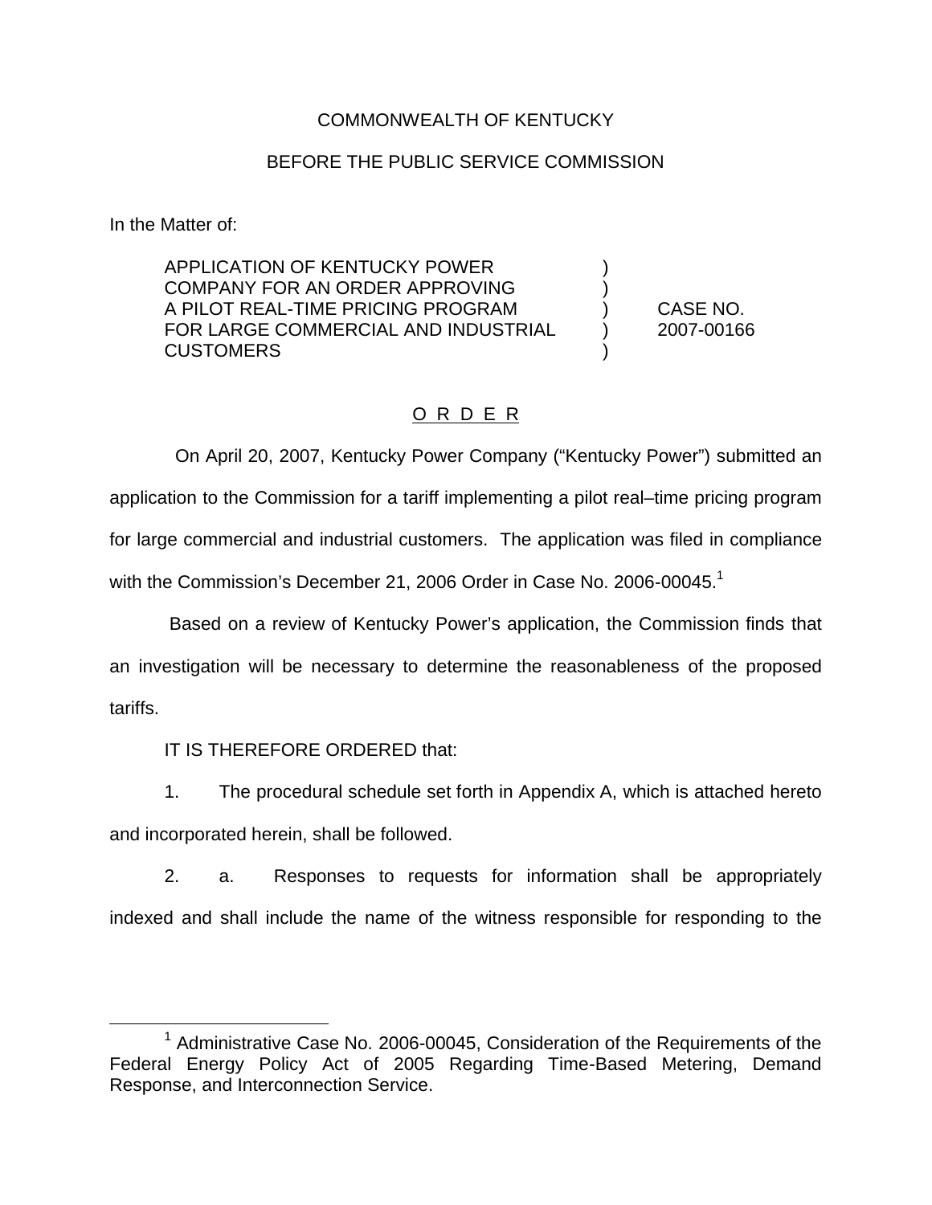COMMONWEALTH OF KENTUCKY

BEFORE THE PUBLIC SERVICE COMMISSION

In the Matter of:

| | | |
|---|---|---|
| APPLICATION OF KENTUCKY POWER COMPANY FOR AN ORDER APPROVING A PILOT REAL-TIME PRICING PROGRAM FOR LARGE COMMERCIAL AND INDUSTRIAL CUSTOMERS | ) | CASE NO. 2007-00166 |

O R D E R

On April 20, 2007, Kentucky Power Company ("Kentucky Power") submitted an application to the Commission for a tariff implementing a pilot real–time pricing program for large commercial and industrial customers. The application was filed in compliance with the Commission's December 21, 2006 Order in Case No. 2006-00045.[1]

Based on a review of Kentucky Power's application, the Commission finds that an investigation will be necessary to determine the reasonableness of the proposed tariffs.

IT IS THEREFORE ORDERED that:

1. The procedural schedule set forth in Appendix A, which is attached hereto and incorporated herein, shall be followed.

2. a. Responses to requests for information shall be appropriately indexed and shall include the name of the witness responsible for responding to the

[1] Administrative Case No. 2006-00045, Consideration of the Requirements of the Federal Energy Policy Act of 2005 Regarding Time-Based Metering, Demand Response, and Interconnection Service.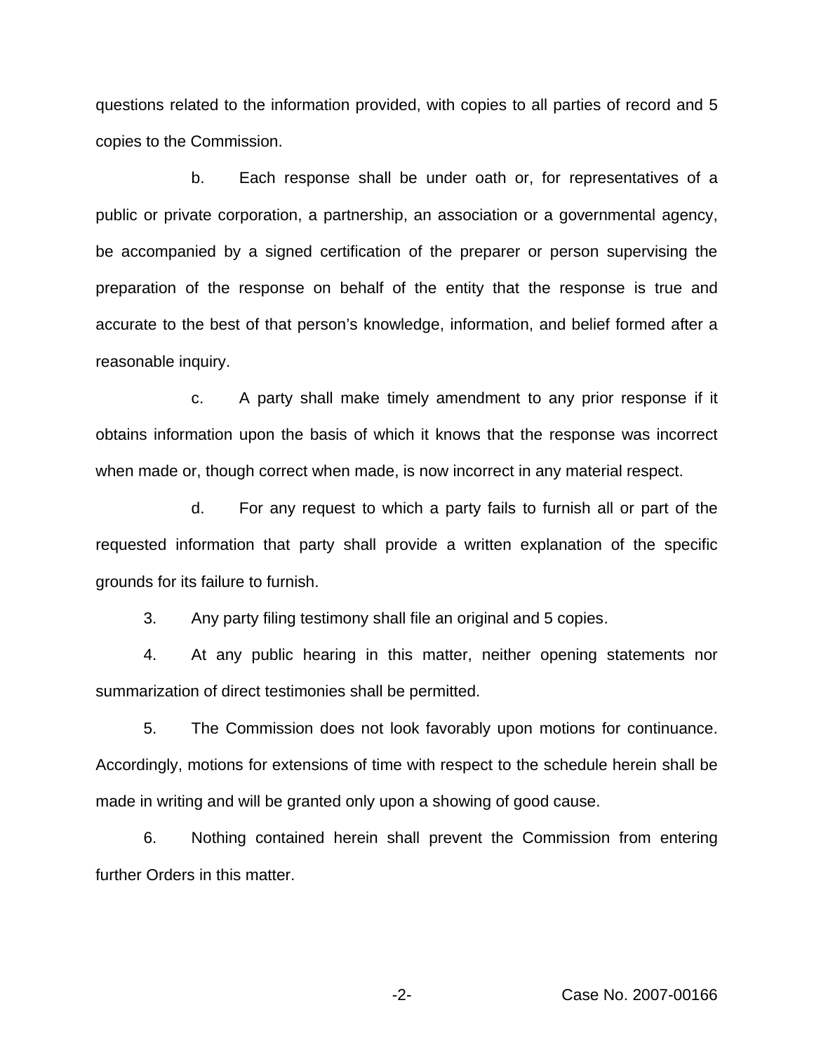questions related to the information provided, with copies to all parties of record and 5 copies to the Commission.

b. Each response shall be under oath or, for representatives of a public or private corporation, a partnership, an association or a governmental agency, be accompanied by a signed certification of the preparer or person supervising the preparation of the response on behalf of the entity that the response is true and accurate to the best of that person's knowledge, information, and belief formed after a reasonable inquiry.

c. A party shall make timely amendment to any prior response if it obtains information upon the basis of which it knows that the response was incorrect when made or, though correct when made, is now incorrect in any material respect.

d. For any request to which a party fails to furnish all or part of the requested information that party shall provide a written explanation of the specific grounds for its failure to furnish.

3. Any party filing testimony shall file an original and 5 copies.

4. At any public hearing in this matter, neither opening statements nor summarization of direct testimonies shall be permitted.

5. The Commission does not look favorably upon motions for continuance. Accordingly, motions for extensions of time with respect to the schedule herein shall be made in writing and will be granted only upon a showing of good cause.

6. Nothing contained herein shall prevent the Commission from entering further Orders in this matter.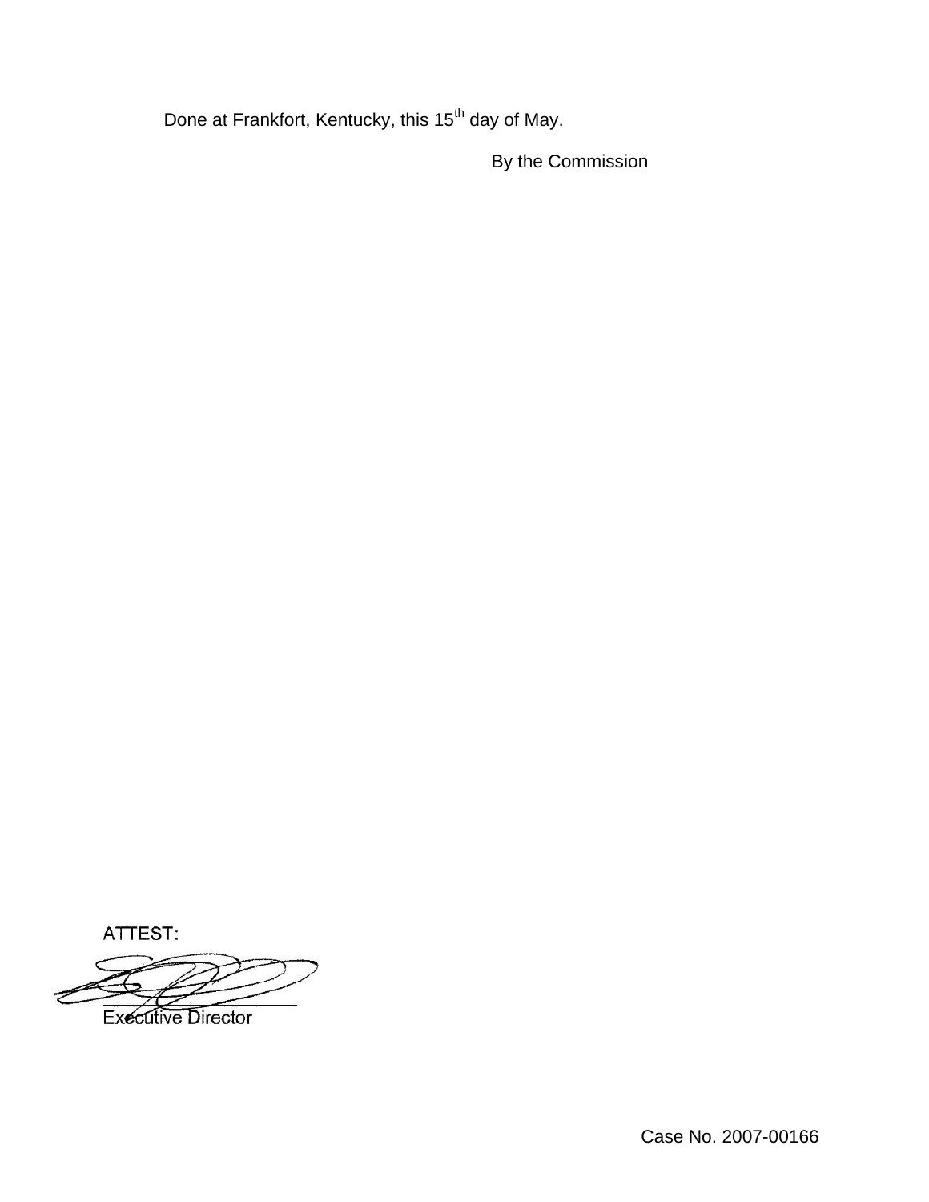Done at Frankfort, Kentucky, this 15th day of May.

By the Commission

ATTEST:

Executive Director

Case No. 2007-00166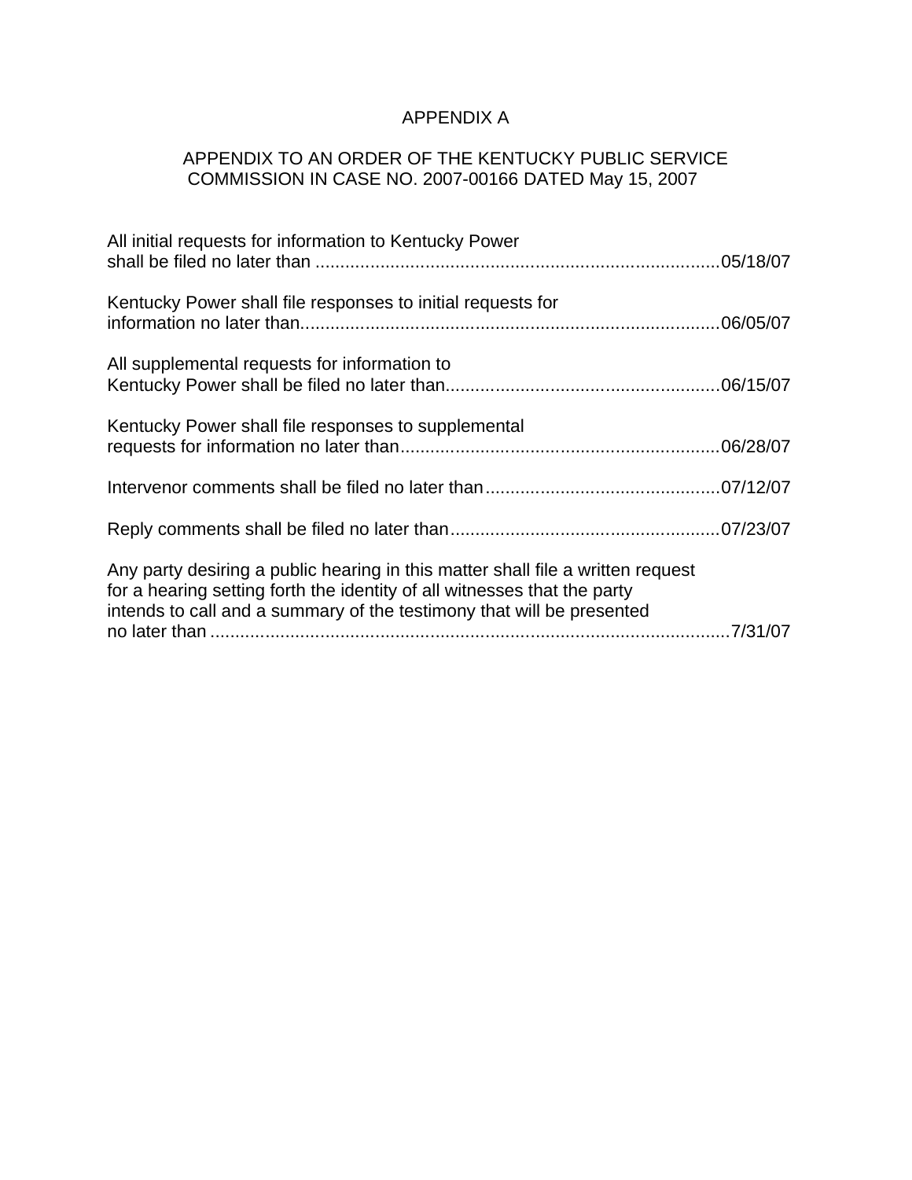# APPENDIX A

## APPENDIX TO AN ORDER OF THE KENTUCKY PUBLIC SERVICE COMMISSION IN CASE NO. 2007-00166 DATED May 15, 2007

All initial requests for information to Kentucky Power shall be filed no later than ................................................................................05/18/07

Kentucky Power shall file responses to initial requests for information no later than...................................................................................06/05/07

All supplemental requests for information to Kentucky Power shall be filed no later than......................................................06/15/07

Kentucky Power shall file responses to supplemental requests for information no later than...............................................................06/28/07

Intervenor comments shall be filed no later than..............................................07/12/07

Reply comments shall be filed no later than.....................................................07/23/07

Any party desiring a public hearing in this matter shall file a written request for a hearing setting forth the identity of all witnesses that the party intends to call and a summary of the testimony that will be presented no later than ........................................................................................................7/31/07